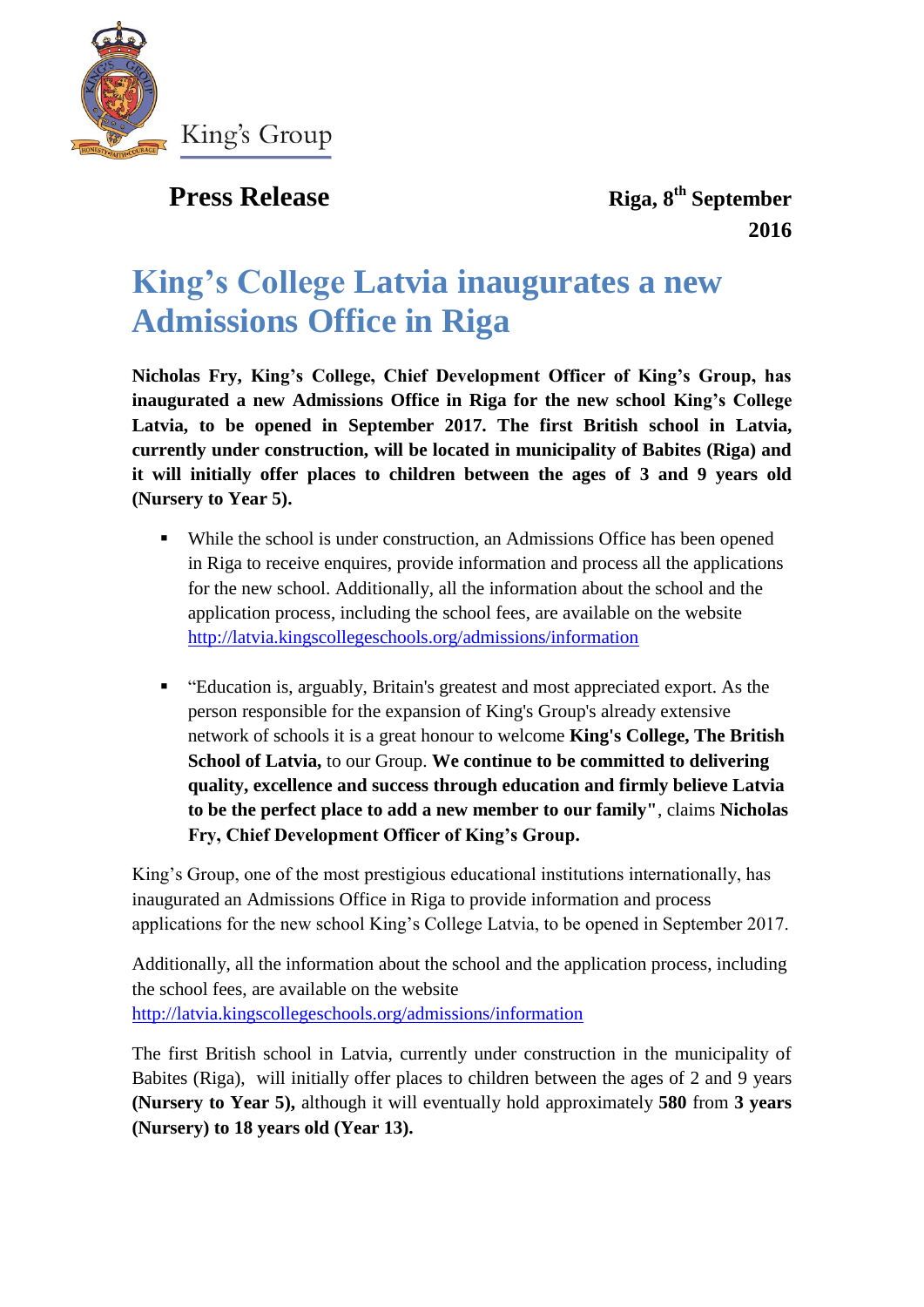King's Group

**Press Release**

**Riga, 8th September 2016**

# King's College Latvia inaugurates a new Admissions Office in Riga

**Nicholas Fry, King's College, Chief Development Officer of King's Group, has inaugurated a new Admissions Office in Riga for the new school King's College Latvia, to be opened in September 2017. The first British school in Latvia, currently under construction, will be located in municipality of Babites (Riga) and it will initially offer places to children between the ages of 3 and 9 years old (Nursery to Year 5).**

- While the school is under construction, an Admissions Office has been opened in Riga to receive enquires, provide information and process all the applications for the new school. Additionally, all the information about the school and the application process, including the school fees, are available on the website http://latvia.kingscollegeschools.org/admissions/information

- "Education is, arguably, Britain's greatest and most appreciated export. As the person responsible for the expansion of King's Group's already extensive network of schools it is a great honour to welcome **King's College, The British School of Latvia,** to our Group. **We continue to be committed to delivering quality, excellence and success through education and firmly believe Latvia to be the perfect place to add a new member to our family"**, claims **Nicholas Fry, Chief Development Officer of King's Group.**

King's Group, one of the most prestigious educational institutions internationally, has inaugurated an Admissions Office in Riga to provide information and process applications for the new school King's College Latvia, to be opened in September 2017.

Additionally, all the information about the school and the application process, including the school fees, are available on the website http://latvia.kingscollegeschools.org/admissions/information

The first British school in Latvia, currently under construction in the municipality of Babites (Riga), will initially offer places to children between the ages of 2 and 9 years **(Nursery to Year 5),** although it will eventually hold approximately **580** from **3 years (Nursery) to 18 years old (Year 13).**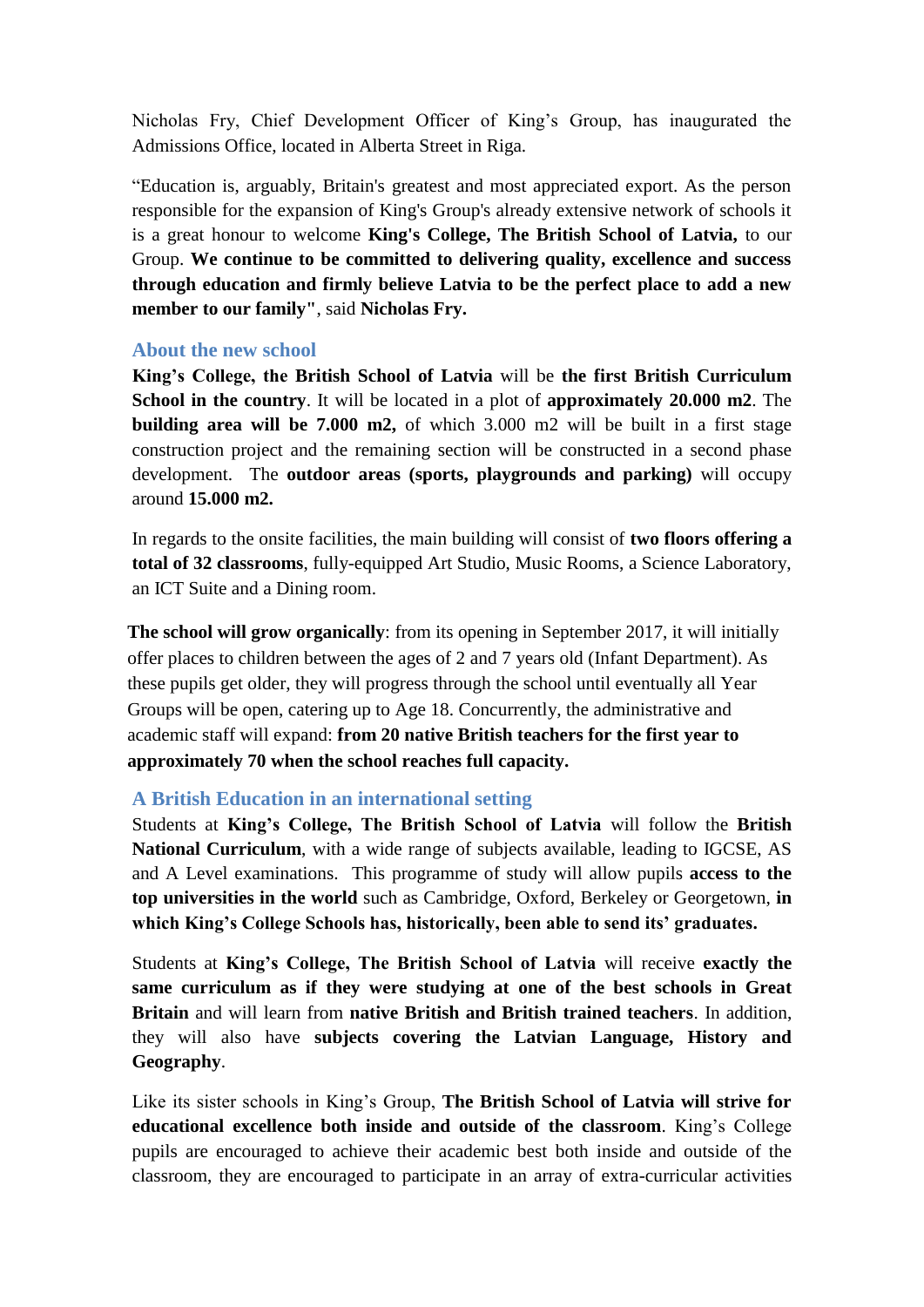Nicholas Fry, Chief Development Officer of King's Group, has inaugurated the Admissions Office, located in Alberta Street in Riga.

"Education is, arguably, Britain's greatest and most appreciated export. As the person responsible for the expansion of King's Group's already extensive network of schools it is a great honour to welcome **King's College, The British School of Latvia,** to our Group. **We continue to be committed to delivering quality, excellence and success through education and firmly believe Latvia to be the perfect place to add a new member to our family"**, said **Nicholas Fry.**

## About the new school

**King's College, the British School of Latvia** will be **the first British Curriculum School in the country**. It will be located in a plot of **approximately 20.000 m2**. The **building area will be 7.000 m2,** of which 3.000 m2 will be built in a first stage construction project and the remaining section will be constructed in a second phase development. The **outdoor areas (sports, playgrounds and parking)** will occupy around **15.000 m2.**

In regards to the onsite facilities, the main building will consist of **two floors offering a total of 32 classrooms**, fully-equipped Art Studio, Music Rooms, a Science Laboratory, an ICT Suite and a Dining room.

**The school will grow organically**: from its opening in September 2017, it will initially offer places to children between the ages of 2 and 7 years old (Infant Department). As these pupils get older, they will progress through the school until eventually all Year Groups will be open, catering up to Age 18. Concurrently, the administrative and academic staff will expand: **from 20 native British teachers for the first year to approximately 70 when the school reaches full capacity.**

## A British Education in an international setting

Students at **King's College, The British School of Latvia** will follow the **British National Curriculum**, with a wide range of subjects available, leading to IGCSE, AS and A Level examinations. This programme of study will allow pupils **access to the top universities in the world** such as Cambridge, Oxford, Berkeley or Georgetown, **in which King's College Schools has, historically, been able to send its' graduates.**

Students at **King's College, The British School of Latvia** will receive **exactly the same curriculum as if they were studying at one of the best schools in Great Britain** and will learn from **native British and British trained teachers**. In addition, they will also have **subjects covering the Latvian Language, History and Geography**.

Like its sister schools in King's Group, **The British School of Latvia will strive for educational excellence both inside and outside of the classroom**. King's College pupils are encouraged to achieve their academic best both inside and outside of the classroom, they are encouraged to participate in an array of extra-curricular activities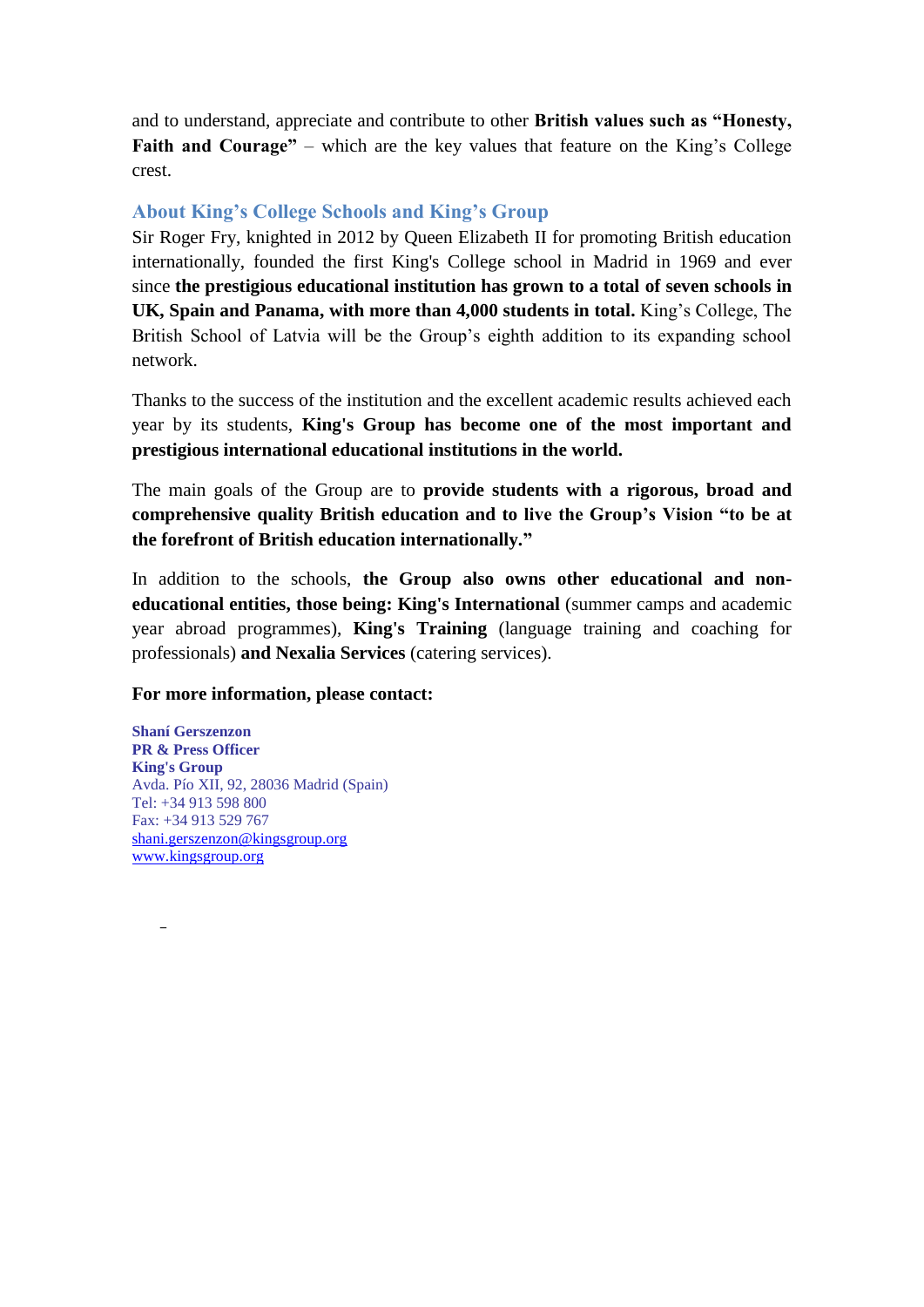and to understand, appreciate and contribute to other **British values such as "Honesty, Faith and Courage"** – which are the key values that feature on the King's College crest.

## About King's College Schools and King's Group

Sir Roger Fry, knighted in 2012 by Queen Elizabeth II for promoting British education internationally, founded the first King's College school in Madrid in 1969 and ever since **the prestigious educational institution has grown to a total of seven schools in UK, Spain and Panama, with more than 4,000 students in total.** King's College, The British School of Latvia will be the Group's eighth addition to its expanding school network.

Thanks to the success of the institution and the excellent academic results achieved each year by its students, **King's Group has become one of the most important and prestigious international educational institutions in the world.**

The main goals of the Group are to **provide students with a rigorous, broad and comprehensive quality British education and to live the Group's Vision "to be at the forefront of British education internationally."**

In addition to the schools, **the Group also owns other educational and non-educational entities, those being: King's International** (summer camps and academic year abroad programmes), **King's Training** (language training and coaching for professionals) **and Nexalia Services** (catering services).

**For more information, please contact:**

**Shaní Gerszenzon**
**PR & Press Officer**
**King's Group**
Avda. Pío XII, 92, 28036 Madrid (Spain)
Tel: +34 913 598 800
Fax: +34 913 529 767
shani.gerszenzon@kingsgroup.org
www.kingsgroup.org